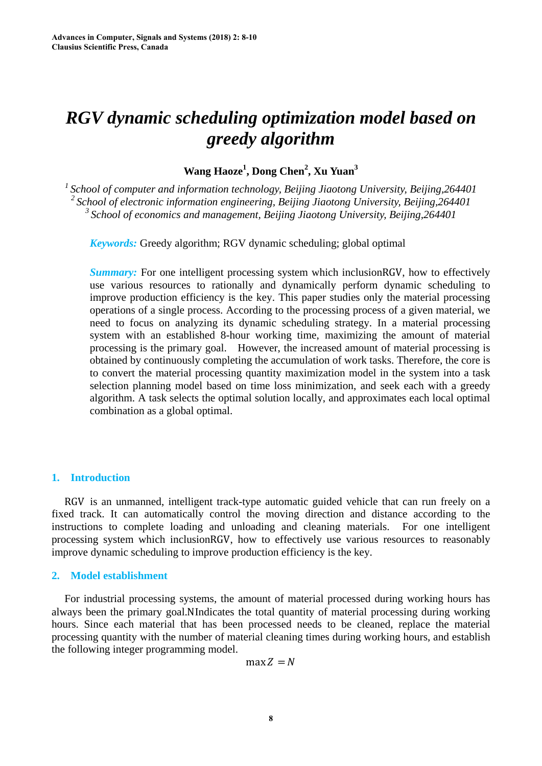# RGV dynamic scheduling optimization model based on greedy algorithm

**Wang Haoze[1], Dong Chen[2], Xu Yuan[3]**

[1] *School of computer and information technology, Beijing Jiaotong University, Beijing,264401*
[2] *School of electronic information engineering, Beijing Jiaotong University, Beijing,264401*
[3] *School of economics and management, Beijing Jiaotong University, Beijing,264401*

***Keywords:*** Greedy algorithm; RGV dynamic scheduling; global optimal

***Summary:*** For one intelligent processing system which inclusionRGV, how to effectively use various resources to rationally and dynamically perform dynamic scheduling to improve production efficiency is the key. This paper studies only the material processing operations of a single process. According to the processing process of a given material, we need to focus on analyzing its dynamic scheduling strategy. In a material processing system with an established 8-hour working time, maximizing the amount of material processing is the primary goal. However, the increased amount of material processing is obtained by continuously completing the accumulation of work tasks. Therefore, the core is to convert the material processing quantity maximization model in the system into a task selection planning model based on time loss minimization, and seek each with a greedy algorithm. A task selects the optimal solution locally, and approximates each local optimal combination as a global optimal.

## 1. Introduction

RGV is an unmanned, intelligent track-type automatic guided vehicle that can run freely on a fixed track. It can automatically control the moving direction and distance according to the instructions to complete loading and unloading and cleaning materials. For one intelligent processing system which inclusionRGV, how to effectively use various resources to reasonably improve dynamic scheduling to improve production efficiency is the key.

## 2. Model establishment

For industrial processing systems, the amount of material processed during working hours has always been the primary goal.$N$Indicates the total quantity of material processing during working hours. Since each material that has been processed needs to be cleaned, replace the material processing quantity with the number of material cleaning times during working hours, and establish the following integer programming model.

$$\max Z = N$$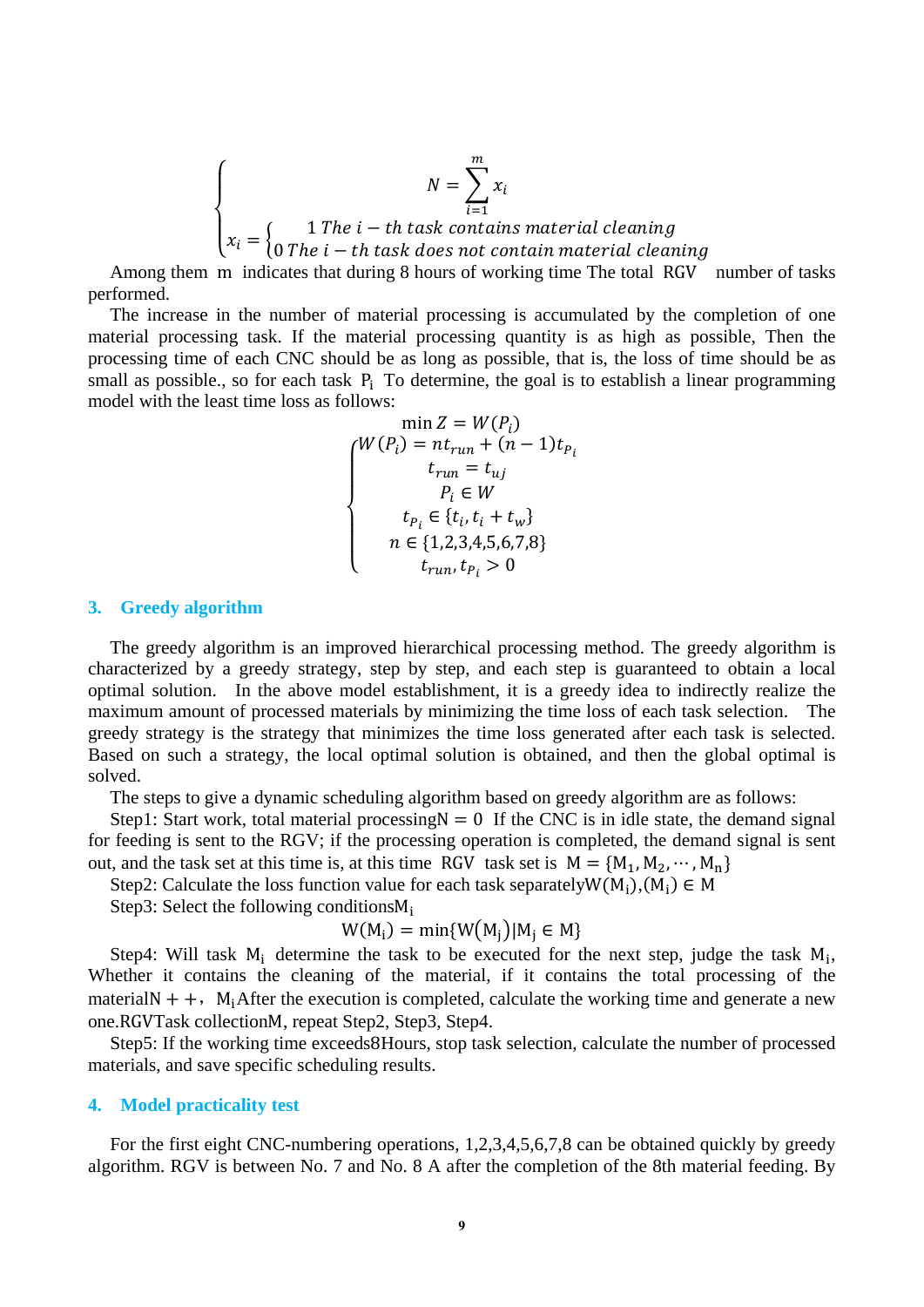$$
\begin{cases} N = \sum_{i=1}^{m} x_i \\ x_i = \begin{cases} 1 \ The\ i-th\ task\ contains\ material\ cleaning \\ 0\ The\ i-th\ task\ does\ not\ contain\ material\ cleaning \end{cases} \end{cases}
$$

Among them m indicates that during 8 hours of working time The total RGV number of tasks performed.

The increase in the number of material processing is accumulated by the completion of one material processing task. If the material processing quantity is as high as possible, Then the processing time of each CNC should be as long as possible, that is, the loss of time should be as small as possible., so for each task $P_i$ To determine, the goal is to establish a linear programming model with the least time loss as follows:

$$
\min Z = W(P_i)
$$

$$
\begin{cases} W(P_i) = nt_{run} + (n-1)t_{P_i} \\ t_{run} = t_{uj} \\ P_i \in W \\ t_{P_i} \in \{t_i, t_i + t_w\} \\ n \in \{1,2,3,4,5,6,7,8\} \\ t_{run}, t_{P_i} > 0 \end{cases}
$$

## 3. Greedy algorithm

The greedy algorithm is an improved hierarchical processing method. The greedy algorithm is characterized by a greedy strategy, step by step, and each step is guaranteed to obtain a local optimal solution. In the above model establishment, it is a greedy idea to indirectly realize the maximum amount of processed materials by minimizing the time loss of each task selection. The greedy strategy is the strategy that minimizes the time loss generated after each task is selected. Based on such a strategy, the local optimal solution is obtained, and then the global optimal is solved.

The steps to give a dynamic scheduling algorithm based on greedy algorithm are as follows:

Step1: Start work, total material processing$N = 0$ If the CNC is in idle state, the demand signal for feeding is sent to the RGV; if the processing operation is completed, the demand signal is sent out, and the task set at this time is, at this time RGV task set is $M = \{M_1, M_2, \cdots, M_n\}$

Step2: Calculate the loss function value for each task separately$W(M_i), (M_i) \in M$

Step3: Select the following conditions$M_i$

$$
W(M_i) = \min\{W(M_j) | M_j \in M\}
$$

Step4: Will task $M_i$ determine the task to be executed for the next step, judge the task $M_i$, Whether it contains the cleaning of the material, if it contains the total processing of the material$N++$, $M_i$After the execution is completed, calculate the working time and generate a new one.RGVTask collectionM, repeat Step2, Step3, Step4.

Step5: If the working time exceeds8Hours, stop task selection, calculate the number of processed materials, and save specific scheduling results.

## 4. Model practicality test

For the first eight CNC-numbering operations, 1,2,3,4,5,6,7,8 can be obtained quickly by greedy algorithm. RGV is between No. 7 and No. 8 A after the completion of the 8th material feeding. By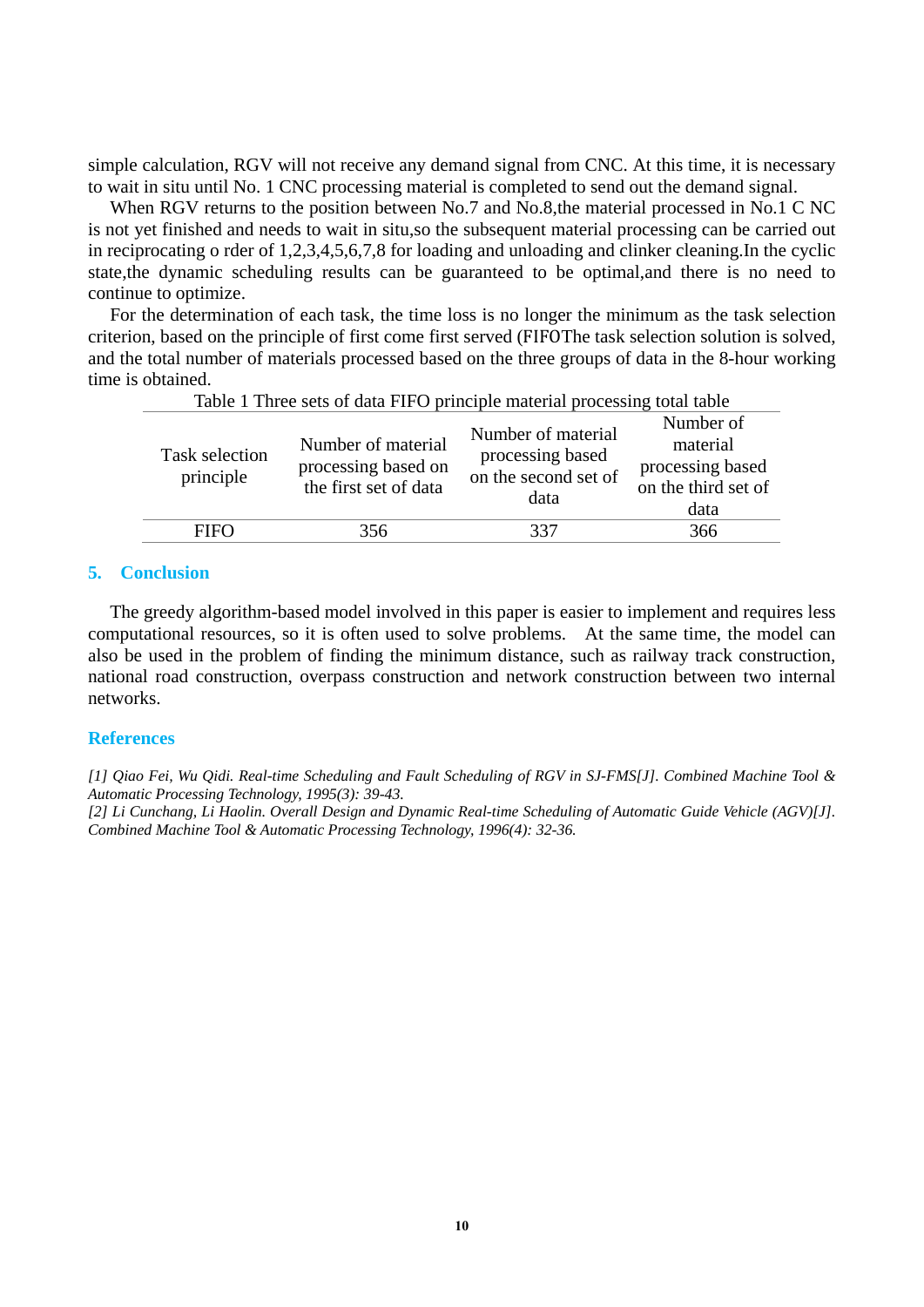simple calculation, RGV will not receive any demand signal from CNC. At this time, it is necessary to wait in situ until No. 1 CNC processing material is completed to send out the demand signal.

When RGV returns to the position between No.7 and No.8,the material processed in No.1 C NC is not yet finished and needs to wait in situ,so the subsequent material processing can be carried out in reciprocating o rder of 1,2,3,4,5,6,7,8 for loading and unloading and clinker cleaning.In the cyclic state,the dynamic scheduling results can be guaranteed to be optimal,and there is no need to continue to optimize.

For the determination of each task, the time loss is no longer the minimum as the task selection criterion, based on the principle of first come first served (FIFOThe task selection solution is solved, and the total number of materials processed based on the three groups of data in the 8-hour working time is obtained.

Table 1 Three sets of data FIFO principle material processing total table

| Task selection principle | Number of material processing based on the first set of data | Number of material processing based on the second set of data | Number of material processing based on the third set of data |
|---|---|---|---|
| FIFO | 356 | 337 | 366 |

## 5. Conclusion

The greedy algorithm-based model involved in this paper is easier to implement and requires less computational resources, so it is often used to solve problems. At the same time, the model can also be used in the problem of finding the minimum distance, such as railway track construction, national road construction, overpass construction and network construction between two internal networks.

## References

*[1] Qiao Fei, Wu Qidi. Real-time Scheduling and Fault Scheduling of RGV in SJ-FMS[J]. Combined Machine Tool & Automatic Processing Technology, 1995(3): 39-43.*

*[2] Li Cunchang, Li Haolin. Overall Design and Dynamic Real-time Scheduling of Automatic Guide Vehicle (AGV)[J]. Combined Machine Tool & Automatic Processing Technology, 1996(4): 32-36.*